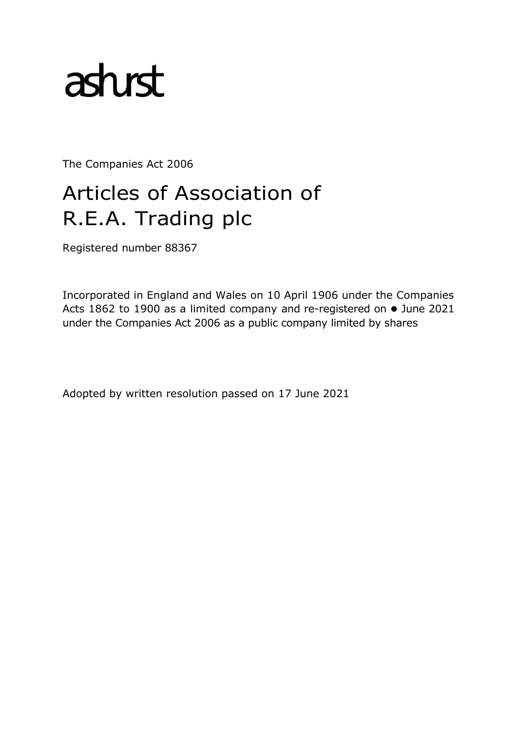ashurst

The Companies Act 2006

# Articles of Association of R.E.A. Trading plc

Registered number 88367

Incorporated in England and Wales on 10 April 1906 under the Companies Acts 1862 to 1900 as a limited company and re-registered on ● June 2021 under the Companies Act 2006 as a public company limited by shares

Adopted by written resolution passed on 17 June 2021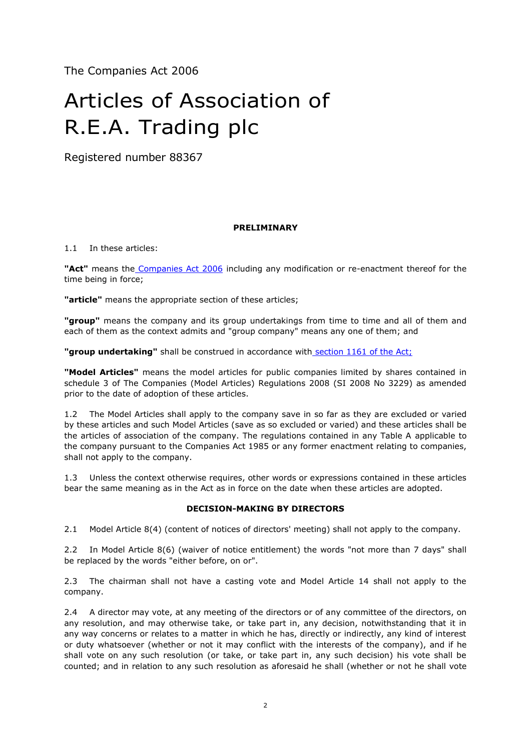The Companies Act 2006

# Articles of Association of R.E.A. Trading plc

Registered number 88367

**PRELIMINARY**

1.1 In these articles:

**"Act"** means the Companies Act 2006 including any modification or re-enactment thereof for the time being in force;

**"article"** means the appropriate section of these articles;

**"group"** means the company and its group undertakings from time to time and all of them and each of them as the context admits and "group company" means any one of them; and

**"group undertaking"** shall be construed in accordance with section 1161 of the Act;

**"Model Articles"** means the model articles for public companies limited by shares contained in schedule 3 of The Companies (Model Articles) Regulations 2008 (SI 2008 No 3229) as amended prior to the date of adoption of these articles.

1.2 The Model Articles shall apply to the company save in so far as they are excluded or varied by these articles and such Model Articles (save as so excluded or varied) and these articles shall be the articles of association of the company. The regulations contained in any Table A applicable to the company pursuant to the Companies Act 1985 or any former enactment relating to companies, shall not apply to the company.

1.3 Unless the context otherwise requires, other words or expressions contained in these articles bear the same meaning as in the Act as in force on the date when these articles are adopted.

**DECISION-MAKING BY DIRECTORS**

2.1 Model Article 8(4) (content of notices of directors' meeting) shall not apply to the company.

2.2 In Model Article 8(6) (waiver of notice entitlement) the words "not more than 7 days" shall be replaced by the words "either before, on or".

2.3 The chairman shall not have a casting vote and Model Article 14 shall not apply to the company.

2.4 A director may vote, at any meeting of the directors or of any committee of the directors, on any resolution, and may otherwise take, or take part in, any decision, notwithstanding that it in any way concerns or relates to a matter in which he has, directly or indirectly, any kind of interest or duty whatsoever (whether or not it may conflict with the interests of the company), and if he shall vote on any such resolution (or take, or take part in, any such decision) his vote shall be counted; and in relation to any such resolution as aforesaid he shall (whether or not he shall vote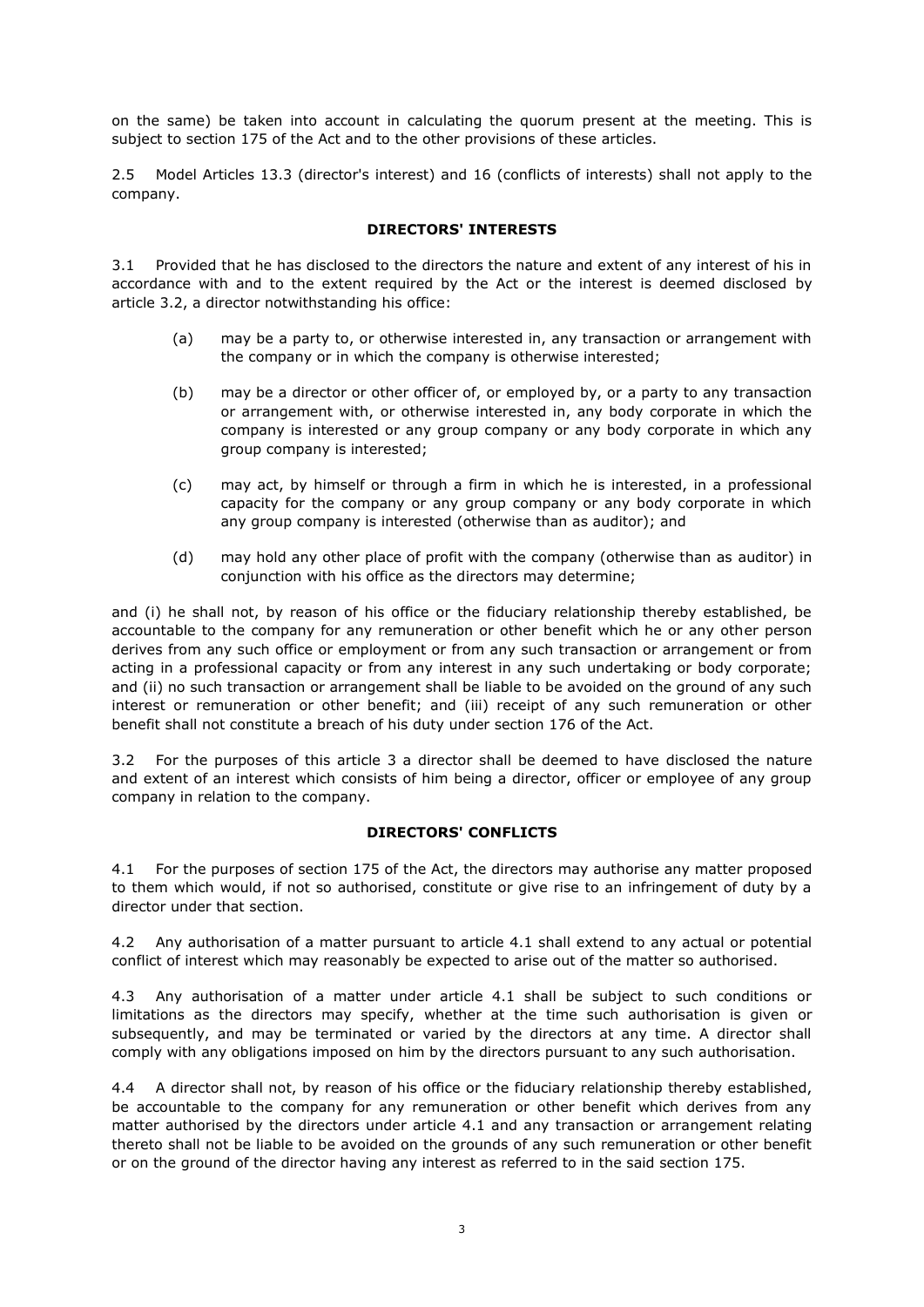on the same) be taken into account in calculating the quorum present at the meeting. This is subject to section 175 of the Act and to the other provisions of these articles.

2.5 Model Articles 13.3 (director's interest) and 16 (conflicts of interests) shall not apply to the company.

**DIRECTORS' INTERESTS**

3.1 Provided that he has disclosed to the directors the nature and extent of any interest of his in accordance with and to the extent required by the Act or the interest is deemed disclosed by article 3.2, a director notwithstanding his office:

(a) may be a party to, or otherwise interested in, any transaction or arrangement with the company or in which the company is otherwise interested;

(b) may be a director or other officer of, or employed by, or a party to any transaction or arrangement with, or otherwise interested in, any body corporate in which the company is interested or any group company or any body corporate in which any group company is interested;

(c) may act, by himself or through a firm in which he is interested, in a professional capacity for the company or any group company or any body corporate in which any group company is interested (otherwise than as auditor); and

(d) may hold any other place of profit with the company (otherwise than as auditor) in conjunction with his office as the directors may determine;

and (i) he shall not, by reason of his office or the fiduciary relationship thereby established, be accountable to the company for any remuneration or other benefit which he or any other person derives from any such office or employment or from any such transaction or arrangement or from acting in a professional capacity or from any interest in any such undertaking or body corporate; and (ii) no such transaction or arrangement shall be liable to be avoided on the ground of any such interest or remuneration or other benefit; and (iii) receipt of any such remuneration or other benefit shall not constitute a breach of his duty under section 176 of the Act.

3.2 For the purposes of this article 3 a director shall be deemed to have disclosed the nature and extent of an interest which consists of him being a director, officer or employee of any group company in relation to the company.

**DIRECTORS' CONFLICTS**

4.1 For the purposes of section 175 of the Act, the directors may authorise any matter proposed to them which would, if not so authorised, constitute or give rise to an infringement of duty by a director under that section.

4.2 Any authorisation of a matter pursuant to article 4.1 shall extend to any actual or potential conflict of interest which may reasonably be expected to arise out of the matter so authorised.

4.3 Any authorisation of a matter under article 4.1 shall be subject to such conditions or limitations as the directors may specify, whether at the time such authorisation is given or subsequently, and may be terminated or varied by the directors at any time. A director shall comply with any obligations imposed on him by the directors pursuant to any such authorisation.

4.4 A director shall not, by reason of his office or the fiduciary relationship thereby established, be accountable to the company for any remuneration or other benefit which derives from any matter authorised by the directors under article 4.1 and any transaction or arrangement relating thereto shall not be liable to be avoided on the grounds of any such remuneration or other benefit or on the ground of the director having any interest as referred to in the said section 175.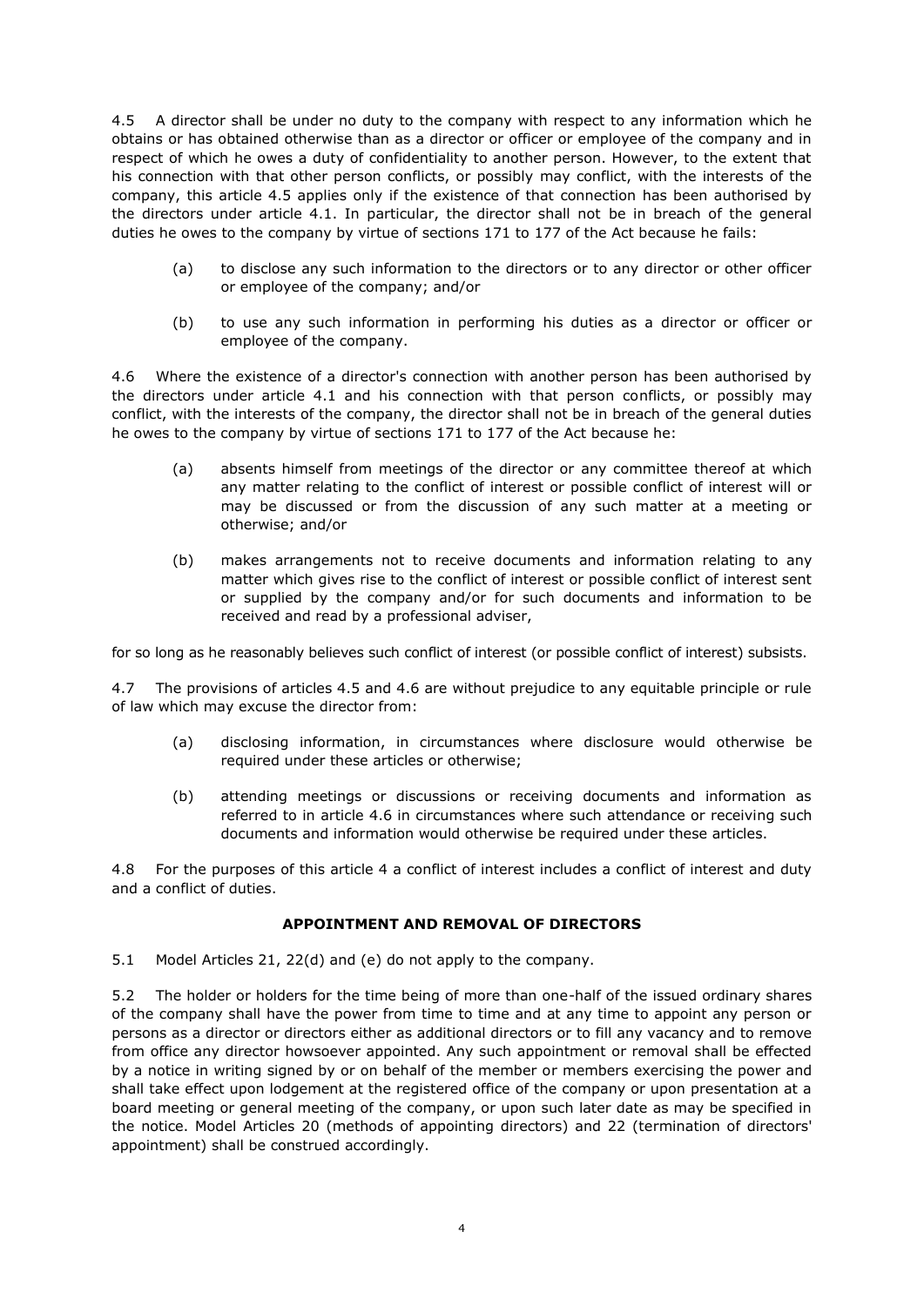4.5 A director shall be under no duty to the company with respect to any information which he obtains or has obtained otherwise than as a director or officer or employee of the company and in respect of which he owes a duty of confidentiality to another person. However, to the extent that his connection with that other person conflicts, or possibly may conflict, with the interests of the company, this article 4.5 applies only if the existence of that connection has been authorised by the directors under article 4.1. In particular, the director shall not be in breach of the general duties he owes to the company by virtue of sections 171 to 177 of the Act because he fails:

(a) to disclose any such information to the directors or to any director or other officer or employee of the company; and/or

(b) to use any such information in performing his duties as a director or officer or employee of the company.

4.6 Where the existence of a director's connection with another person has been authorised by the directors under article 4.1 and his connection with that person conflicts, or possibly may conflict, with the interests of the company, the director shall not be in breach of the general duties he owes to the company by virtue of sections 171 to 177 of the Act because he:

(a) absents himself from meetings of the director or any committee thereof at which any matter relating to the conflict of interest or possible conflict of interest will or may be discussed or from the discussion of any such matter at a meeting or otherwise; and/or

(b) makes arrangements not to receive documents and information relating to any matter which gives rise to the conflict of interest or possible conflict of interest sent or supplied by the company and/or for such documents and information to be received and read by a professional adviser,

for so long as he reasonably believes such conflict of interest (or possible conflict of interest) subsists.

4.7 The provisions of articles 4.5 and 4.6 are without prejudice to any equitable principle or rule of law which may excuse the director from:

(a) disclosing information, in circumstances where disclosure would otherwise be required under these articles or otherwise;

(b) attending meetings or discussions or receiving documents and information as referred to in article 4.6 in circumstances where such attendance or receiving such documents and information would otherwise be required under these articles.

4.8 For the purposes of this article 4 a conflict of interest includes a conflict of interest and duty and a conflict of duties.

## APPOINTMENT AND REMOVAL OF DIRECTORS

5.1 Model Articles 21, 22(d) and (e) do not apply to the company.

5.2 The holder or holders for the time being of more than one-half of the issued ordinary shares of the company shall have the power from time to time and at any time to appoint any person or persons as a director or directors either as additional directors or to fill any vacancy and to remove from office any director howsoever appointed. Any such appointment or removal shall be effected by a notice in writing signed by or on behalf of the member or members exercising the power and shall take effect upon lodgement at the registered office of the company or upon presentation at a board meeting or general meeting of the company, or upon such later date as may be specified in the notice. Model Articles 20 (methods of appointing directors) and 22 (termination of directors' appointment) shall be construed accordingly.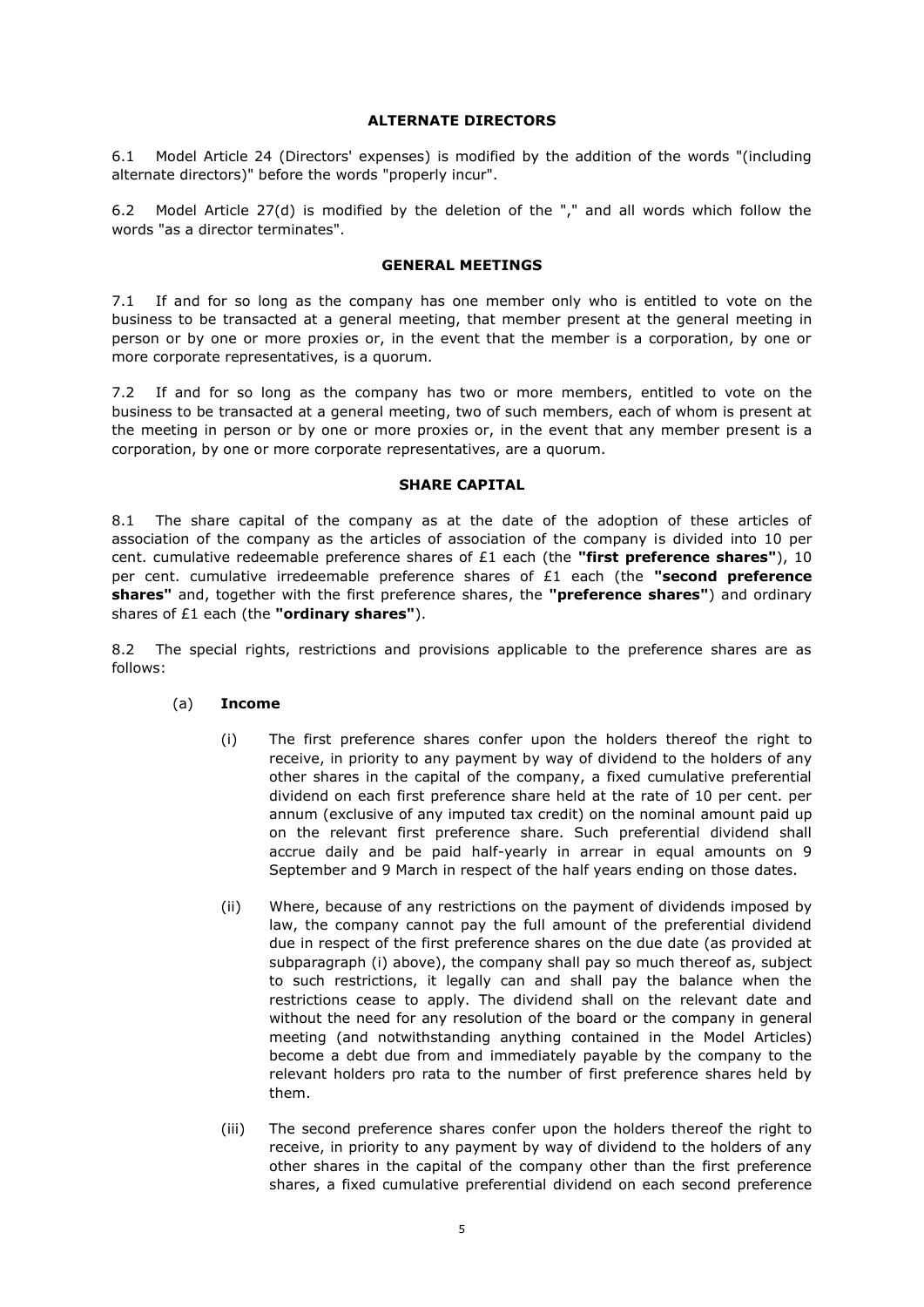## ALTERNATE DIRECTORS

6.1 Model Article 24 (Directors' expenses) is modified by the addition of the words "(including alternate directors)" before the words "properly incur".

6.2 Model Article 27(d) is modified by the deletion of the "," and all words which follow the words "as a director terminates".

## GENERAL MEETINGS

7.1 If and for so long as the company has one member only who is entitled to vote on the business to be transacted at a general meeting, that member present at the general meeting in person or by one or more proxies or, in the event that the member is a corporation, by one or more corporate representatives, is a quorum.

7.2 If and for so long as the company has two or more members, entitled to vote on the business to be transacted at a general meeting, two of such members, each of whom is present at the meeting in person or by one or more proxies or, in the event that any member present is a corporation, by one or more corporate representatives, are a quorum.

## SHARE CAPITAL

8.1 The share capital of the company as at the date of the adoption of these articles of association of the company as the articles of association of the company is divided into 10 per cent. cumulative redeemable preference shares of £1 each (the **"first preference shares"**), 10 per cent. cumulative irredeemable preference shares of £1 each (the **"second preference shares"** and, together with the first preference shares, the **"preference shares"**) and ordinary shares of £1 each (the **"ordinary shares"**).

8.2 The special rights, restrictions and provisions applicable to the preference shares are as follows:

(a) **Income**

(i) The first preference shares confer upon the holders thereof the right to receive, in priority to any payment by way of dividend to the holders of any other shares in the capital of the company, a fixed cumulative preferential dividend on each first preference share held at the rate of 10 per cent. per annum (exclusive of any imputed tax credit) on the nominal amount paid up on the relevant first preference share. Such preferential dividend shall accrue daily and be paid half-yearly in arrear in equal amounts on 9 September and 9 March in respect of the half years ending on those dates.

(ii) Where, because of any restrictions on the payment of dividends imposed by law, the company cannot pay the full amount of the preferential dividend due in respect of the first preference shares on the due date (as provided at subparagraph (i) above), the company shall pay so much thereof as, subject to such restrictions, it legally can and shall pay the balance when the restrictions cease to apply. The dividend shall on the relevant date and without the need for any resolution of the board or the company in general meeting (and notwithstanding anything contained in the Model Articles) become a debt due from and immediately payable by the company to the relevant holders pro rata to the number of first preference shares held by them.

(iii) The second preference shares confer upon the holders thereof the right to receive, in priority to any payment by way of dividend to the holders of any other shares in the capital of the company other than the first preference shares, a fixed cumulative preferential dividend on each second preference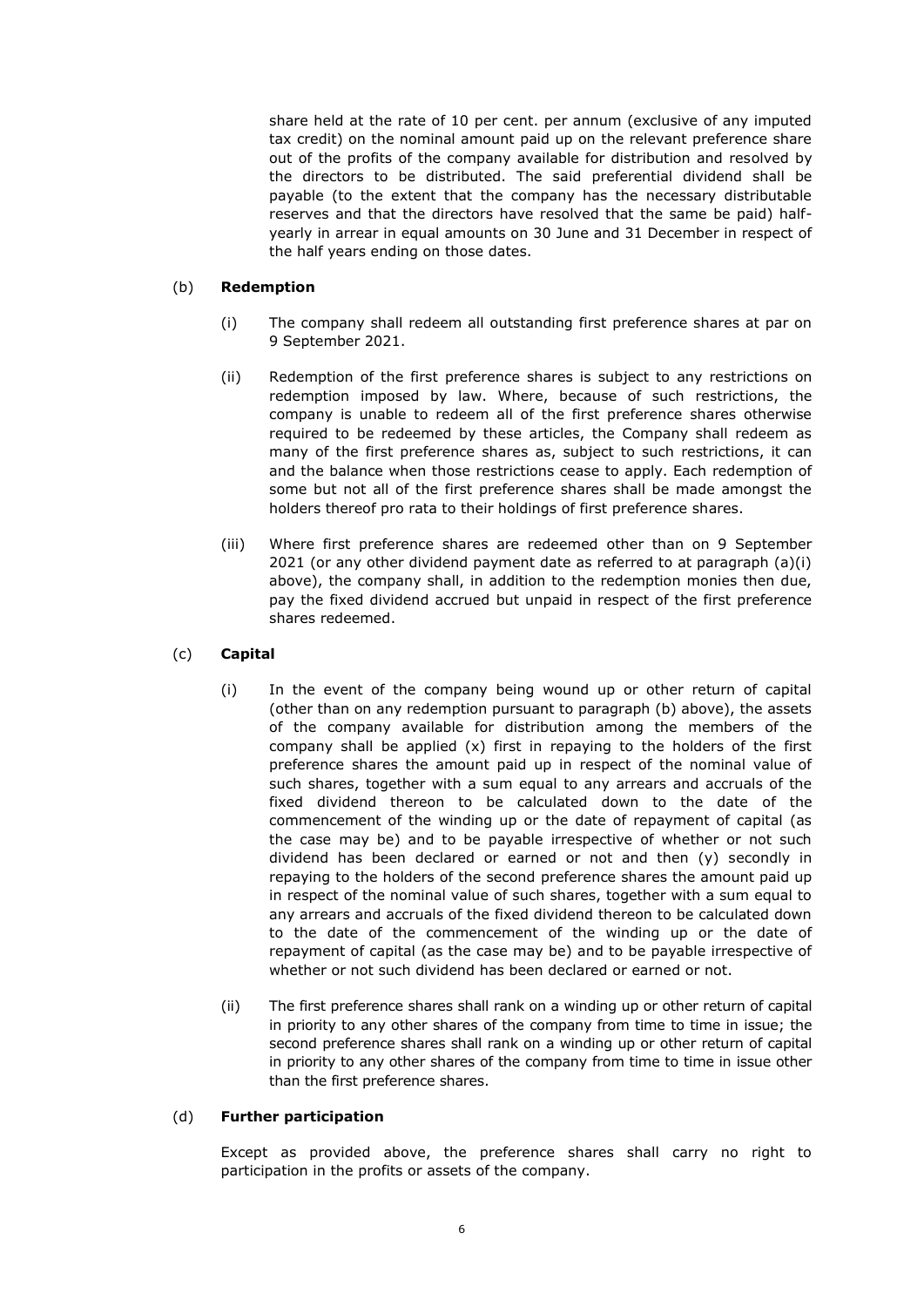share held at the rate of 10 per cent. per annum (exclusive of any imputed tax credit) on the nominal amount paid up on the relevant preference share out of the profits of the company available for distribution and resolved by the directors to be distributed. The said preferential dividend shall be payable (to the extent that the company has the necessary distributable reserves and that the directors have resolved that the same be paid) half-yearly in arrear in equal amounts on 30 June and 31 December in respect of the half years ending on those dates.

(b) **Redemption**

(i) The company shall redeem all outstanding first preference shares at par on 9 September 2021.

(ii) Redemption of the first preference shares is subject to any restrictions on redemption imposed by law. Where, because of such restrictions, the company is unable to redeem all of the first preference shares otherwise required to be redeemed by these articles, the Company shall redeem as many of the first preference shares as, subject to such restrictions, it can and the balance when those restrictions cease to apply. Each redemption of some but not all of the first preference shares shall be made amongst the holders thereof pro rata to their holdings of first preference shares.

(iii) Where first preference shares are redeemed other than on 9 September 2021 (or any other dividend payment date as referred to at paragraph (a)(i) above), the company shall, in addition to the redemption monies then due, pay the fixed dividend accrued but unpaid in respect of the first preference shares redeemed.

(c) **Capital**

(i) In the event of the company being wound up or other return of capital (other than on any redemption pursuant to paragraph (b) above), the assets of the company available for distribution among the members of the company shall be applied (x) first in repaying to the holders of the first preference shares the amount paid up in respect of the nominal value of such shares, together with a sum equal to any arrears and accruals of the fixed dividend thereon to be calculated down to the date of the commencement of the winding up or the date of repayment of capital (as the case may be) and to be payable irrespective of whether or not such dividend has been declared or earned or not and then (y) secondly in repaying to the holders of the second preference shares the amount paid up in respect of the nominal value of such shares, together with a sum equal to any arrears and accruals of the fixed dividend thereon to be calculated down to the date of the commencement of the winding up or the date of repayment of capital (as the case may be) and to be payable irrespective of whether or not such dividend has been declared or earned or not.

(ii) The first preference shares shall rank on a winding up or other return of capital in priority to any other shares of the company from time to time in issue; the second preference shares shall rank on a winding up or other return of capital in priority to any other shares of the company from time to time in issue other than the first preference shares.

(d) **Further participation**

Except as provided above, the preference shares shall carry no right to participation in the profits or assets of the company.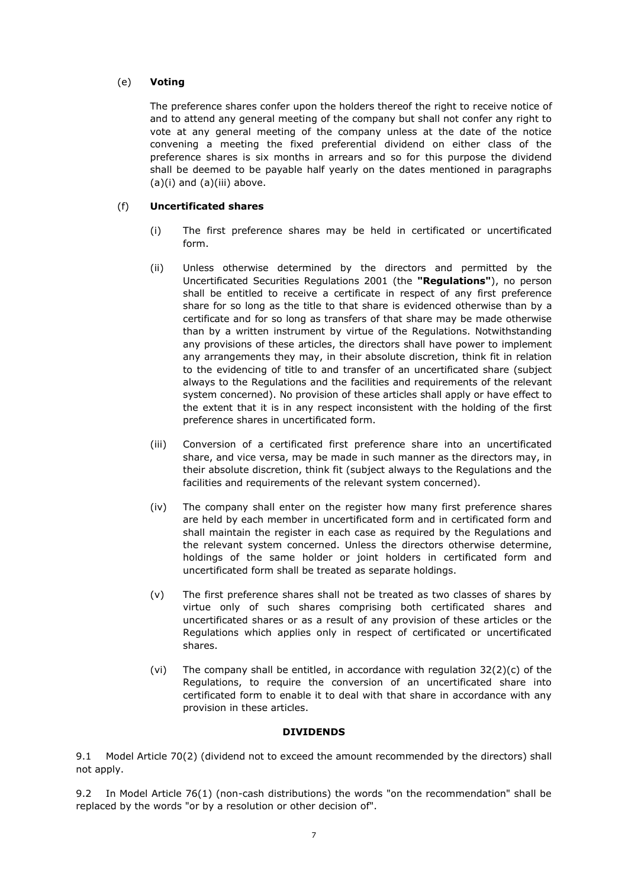(e) **Voting**

The preference shares confer upon the holders thereof the right to receive notice of and to attend any general meeting of the company but shall not confer any right to vote at any general meeting of the company unless at the date of the notice convening a meeting the fixed preferential dividend on either class of the preference shares is six months in arrears and so for this purpose the dividend shall be deemed to be payable half yearly on the dates mentioned in paragraphs (a)(i) and (a)(iii) above.

(f) **Uncertificated shares**

(i) The first preference shares may be held in certificated or uncertificated form.

(ii) Unless otherwise determined by the directors and permitted by the Uncertificated Securities Regulations 2001 (the **"Regulations"**), no person shall be entitled to receive a certificate in respect of any first preference share for so long as the title to that share is evidenced otherwise than by a certificate and for so long as transfers of that share may be made otherwise than by a written instrument by virtue of the Regulations. Notwithstanding any provisions of these articles, the directors shall have power to implement any arrangements they may, in their absolute discretion, think fit in relation to the evidencing of title to and transfer of an uncertificated share (subject always to the Regulations and the facilities and requirements of the relevant system concerned). No provision of these articles shall apply or have effect to the extent that it is in any respect inconsistent with the holding of the first preference shares in uncertificated form.

(iii) Conversion of a certificated first preference share into an uncertificated share, and vice versa, may be made in such manner as the directors may, in their absolute discretion, think fit (subject always to the Regulations and the facilities and requirements of the relevant system concerned).

(iv) The company shall enter on the register how many first preference shares are held by each member in uncertificated form and in certificated form and shall maintain the register in each case as required by the Regulations and the relevant system concerned. Unless the directors otherwise determine, holdings of the same holder or joint holders in certificated form and uncertificated form shall be treated as separate holdings.

(v) The first preference shares shall not be treated as two classes of shares by virtue only of such shares comprising both certificated shares and uncertificated shares or as a result of any provision of these articles or the Regulations which applies only in respect of certificated or uncertificated shares.

(vi) The company shall be entitled, in accordance with regulation 32(2)(c) of the Regulations, to require the conversion of an uncertificated share into certificated form to enable it to deal with that share in accordance with any provision in these articles.

## DIVIDENDS

9.1 Model Article 70(2) (dividend not to exceed the amount recommended by the directors) shall not apply.

9.2 In Model Article 76(1) (non-cash distributions) the words "on the recommendation" shall be replaced by the words "or by a resolution or other decision of".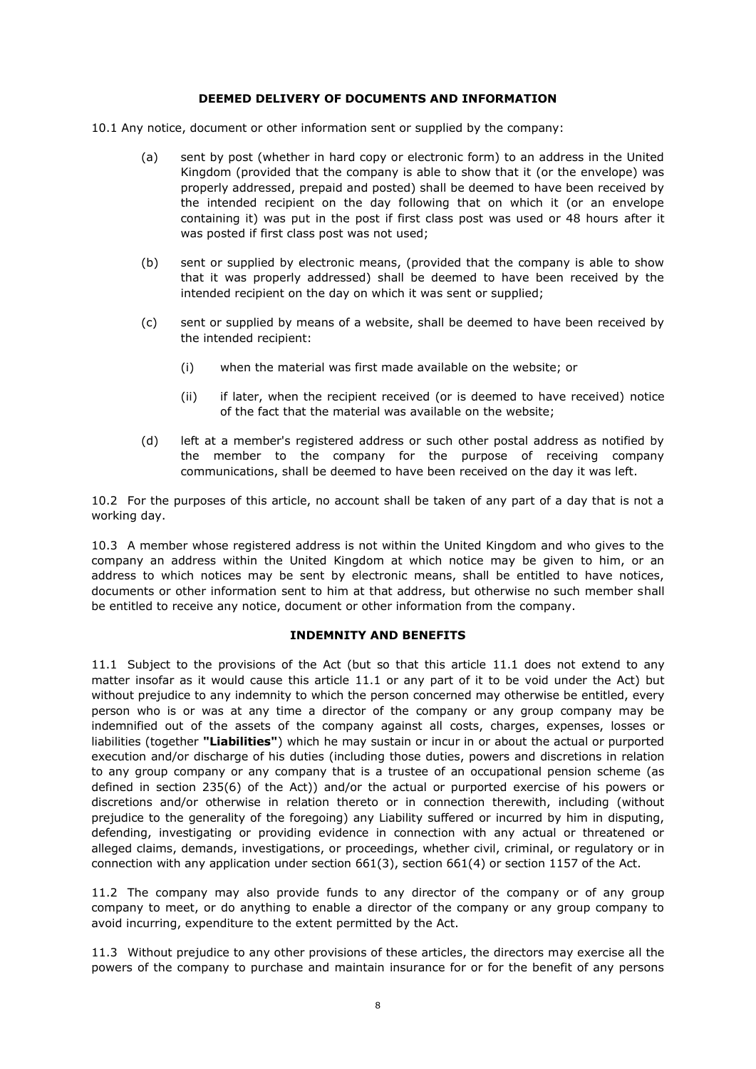## DEEMED DELIVERY OF DOCUMENTS AND INFORMATION

10.1 Any notice, document or other information sent or supplied by the company:

(a) sent by post (whether in hard copy or electronic form) to an address in the United Kingdom (provided that the company is able to show that it (or the envelope) was properly addressed, prepaid and posted) shall be deemed to have been received by the intended recipient on the day following that on which it (or an envelope containing it) was put in the post if first class post was used or 48 hours after it was posted if first class post was not used;

(b) sent or supplied by electronic means, (provided that the company is able to show that it was properly addressed) shall be deemed to have been received by the intended recipient on the day on which it was sent or supplied;

(c) sent or supplied by means of a website, shall be deemed to have been received by the intended recipient:

(i) when the material was first made available on the website; or

(ii) if later, when the recipient received (or is deemed to have received) notice of the fact that the material was available on the website;

(d) left at a member's registered address or such other postal address as notified by the member to the company for the purpose of receiving company communications, shall be deemed to have been received on the day it was left.

10.2 For the purposes of this article, no account shall be taken of any part of a day that is not a working day.

10.3 A member whose registered address is not within the United Kingdom and who gives to the company an address within the United Kingdom at which notice may be given to him, or an address to which notices may be sent by electronic means, shall be entitled to have notices, documents or other information sent to him at that address, but otherwise no such member shall be entitled to receive any notice, document or other information from the company.

## INDEMNITY AND BENEFITS

11.1 Subject to the provisions of the Act (but so that this article 11.1 does not extend to any matter insofar as it would cause this article 11.1 or any part of it to be void under the Act) but without prejudice to any indemnity to which the person concerned may otherwise be entitled, every person who is or was at any time a director of the company or any group company may be indemnified out of the assets of the company against all costs, charges, expenses, losses or liabilities (together **"Liabilities"**) which he may sustain or incur in or about the actual or purported execution and/or discharge of his duties (including those duties, powers and discretions in relation to any group company or any company that is a trustee of an occupational pension scheme (as defined in section 235(6) of the Act)) and/or the actual or purported exercise of his powers or discretions and/or otherwise in relation thereto or in connection therewith, including (without prejudice to the generality of the foregoing) any Liability suffered or incurred by him in disputing, defending, investigating or providing evidence in connection with any actual or threatened or alleged claims, demands, investigations, or proceedings, whether civil, criminal, or regulatory or in connection with any application under section 661(3), section 661(4) or section 1157 of the Act.

11.2 The company may also provide funds to any director of the company or of any group company to meet, or do anything to enable a director of the company or any group company to avoid incurring, expenditure to the extent permitted by the Act.

11.3 Without prejudice to any other provisions of these articles, the directors may exercise all the powers of the company to purchase and maintain insurance for or for the benefit of any persons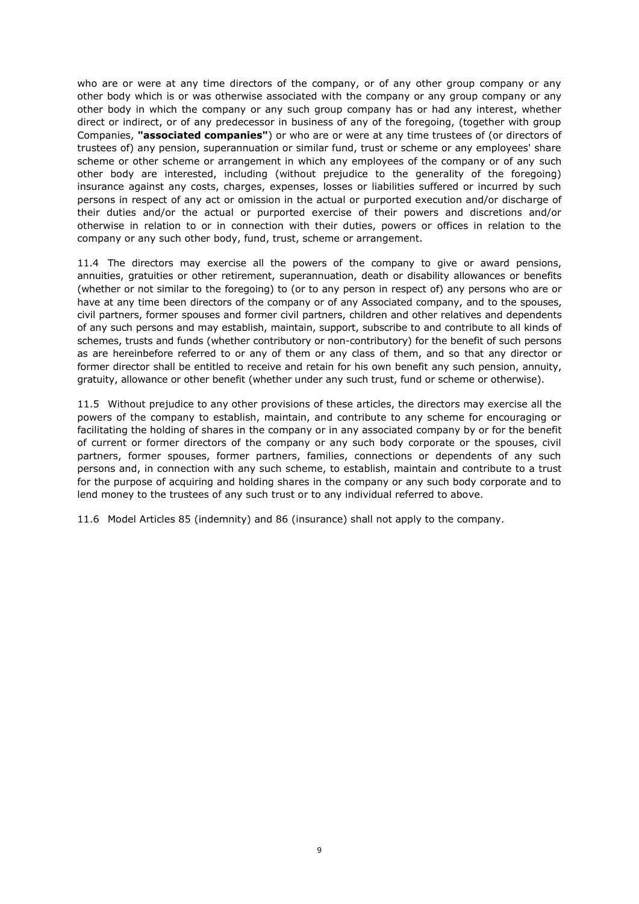who are or were at any time directors of the company, or of any other group company or any other body which is or was otherwise associated with the company or any group company or any other body in which the company or any such group company has or had any interest, whether direct or indirect, or of any predecessor in business of any of the foregoing, (together with group Companies, **"associated companies"**) or who are or were at any time trustees of (or directors of trustees of) any pension, superannuation or similar fund, trust or scheme or any employees' share scheme or other scheme or arrangement in which any employees of the company or of any such other body are interested, including (without prejudice to the generality of the foregoing) insurance against any costs, charges, expenses, losses or liabilities suffered or incurred by such persons in respect of any act or omission in the actual or purported execution and/or discharge of their duties and/or the actual or purported exercise of their powers and discretions and/or otherwise in relation to or in connection with their duties, powers or offices in relation to the company or any such other body, fund, trust, scheme or arrangement.

11.4 The directors may exercise all the powers of the company to give or award pensions, annuities, gratuities or other retirement, superannuation, death or disability allowances or benefits (whether or not similar to the foregoing) to (or to any person in respect of) any persons who are or have at any time been directors of the company or of any Associated company, and to the spouses, civil partners, former spouses and former civil partners, children and other relatives and dependents of any such persons and may establish, maintain, support, subscribe to and contribute to all kinds of schemes, trusts and funds (whether contributory or non-contributory) for the benefit of such persons as are hereinbefore referred to or any of them or any class of them, and so that any director or former director shall be entitled to receive and retain for his own benefit any such pension, annuity, gratuity, allowance or other benefit (whether under any such trust, fund or scheme or otherwise).

11.5 Without prejudice to any other provisions of these articles, the directors may exercise all the powers of the company to establish, maintain, and contribute to any scheme for encouraging or facilitating the holding of shares in the company or in any associated company by or for the benefit of current or former directors of the company or any such body corporate or the spouses, civil partners, former spouses, former partners, families, connections or dependents of any such persons and, in connection with any such scheme, to establish, maintain and contribute to a trust for the purpose of acquiring and holding shares in the company or any such body corporate and to lend money to the trustees of any such trust or to any individual referred to above.

11.6 Model Articles 85 (indemnity) and 86 (insurance) shall not apply to the company.